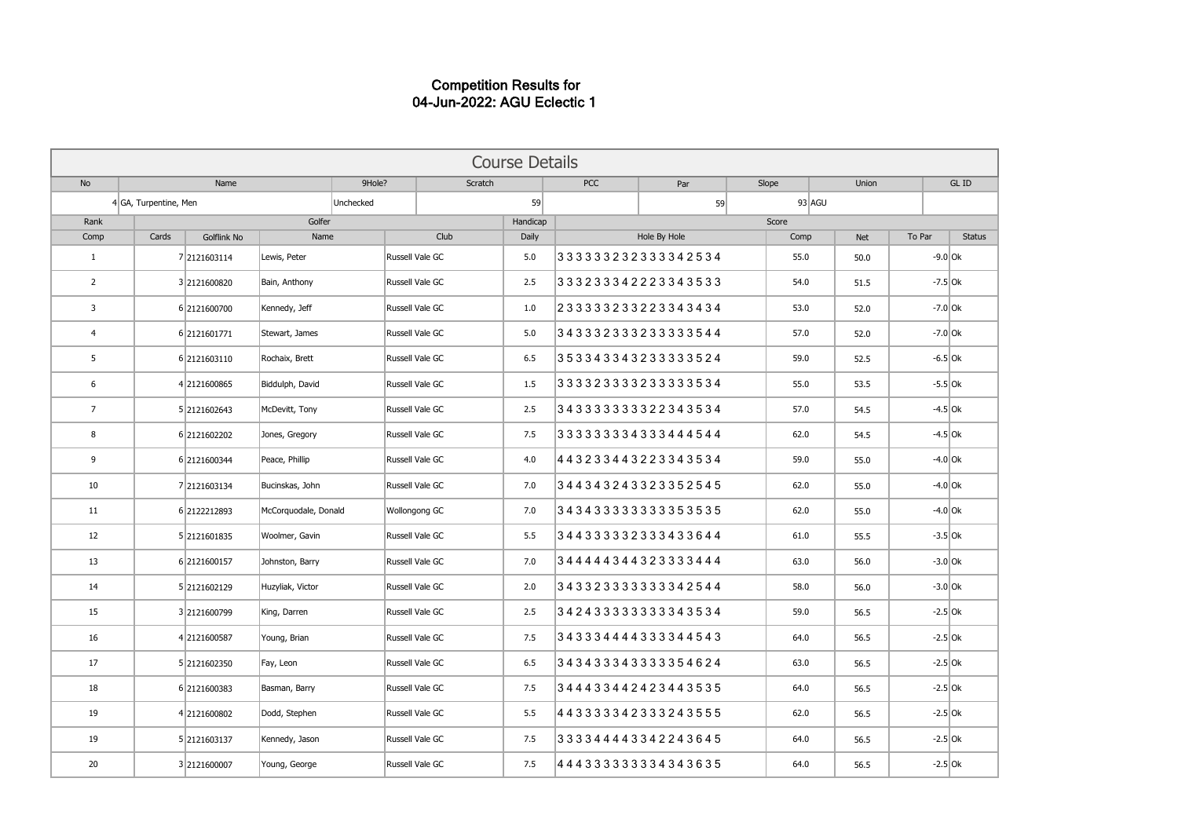# Competition Results for
# 04-Jun-2022: AGU Eclectic 1

## Course Details

| No | Name | 9Hole? | Scratch | PCC | Par | Slope | Union | GL ID |
|---|---|---|---|---|---|---|---|---|
| 4 | GA, Turpentine, Men | Unchecked | 59 | | 59 | 93 | AGU | |

| Rank | Golfer | | | | Handicap | Score | | | | |
|---|---|---|---|---|---|---|---|---|---|---|
| Comp | Cards | Golflink No | Name | Club | Daily | Hole By Hole | Comp | Net | To Par | Status |
| 1 | 7 | 2121603114 | Lewis, Peter | Russell Vale GC | 5.0 | 3 3 3 3 3 3 2 3 2 3 3 3 3 3 4 2 5 3 4 | 55.0 | 50.0 | -9.0 | Ok |
| 2 | 3 | 2121600820 | Bain, Anthony | Russell Vale GC | 2.5 | 3 3 3 2 3 3 3 4 2 2 2 3 3 4 3 5 3 3 | 54.0 | 51.5 | -7.5 | Ok |
| 3 | 6 | 2121600700 | Kennedy, Jeff | Russell Vale GC | 1.0 | 2 3 3 3 3 3 2 3 3 2 2 3 3 4 3 4 3 4 | 53.0 | 52.0 | -7.0 | Ok |
| 4 | 6 | 2121601771 | Stewart, James | Russell Vale GC | 5.0 | 3 4 3 3 3 2 3 3 3 2 3 3 3 3 3 5 4 4 | 57.0 | 52.0 | -7.0 | Ok |
| 5 | 6 | 2121603110 | Rochaix, Brett | Russell Vale GC | 6.5 | 3 5 3 3 4 3 3 4 3 2 3 3 3 3 3 5 2 4 | 59.0 | 52.5 | -6.5 | Ok |
| 6 | 4 | 2121600865 | Biddulph, David | Russell Vale GC | 1.5 | 3 3 3 3 2 3 3 3 3 2 3 3 3 3 3 5 3 4 | 55.0 | 53.5 | -5.5 | Ok |
| 7 | 5 | 2121602643 | McDevitt, Tony | Russell Vale GC | 2.5 | 3 4 3 3 3 3 3 3 3 3 2 2 3 4 3 5 3 4 | 57.0 | 54.5 | -4.5 | Ok |
| 8 | 6 | 2121602202 | Jones, Gregory | Russell Vale GC | 7.5 | 3 3 3 3 3 3 3 3 4 3 3 3 4 4 4 5 4 4 | 62.0 | 54.5 | -4.5 | Ok |
| 9 | 6 | 2121600344 | Peace, Phillip | Russell Vale GC | 4.0 | 4 4 3 2 3 3 4 4 3 2 2 3 3 4 3 5 3 4 | 59.0 | 55.0 | -4.0 | Ok |
| 10 | 7 | 2121603134 | Bucinskas, John | Russell Vale GC | 7.0 | 3 4 4 3 4 3 2 4 3 3 2 3 3 5 2 5 4 5 | 62.0 | 55.0 | -4.0 | Ok |
| 11 | 6 | 2122212893 | McCorquodale, Donald | Wollongong GC | 7.0 | 3 4 3 4 3 3 3 3 3 3 3 3 3 5 3 5 3 5 | 62.0 | 55.0 | -4.0 | Ok |
| 12 | 5 | 2121601835 | Woolmer, Gavin | Russell Vale GC | 5.5 | 3 4 4 3 3 3 3 3 2 3 3 3 4 3 3 6 4 4 | 61.0 | 55.5 | -3.5 | Ok |
| 13 | 6 | 2121600157 | Johnston, Barry | Russell Vale GC | 7.0 | 3 4 4 4 4 4 3 4 4 3 2 3 3 3 3 4 4 4 | 63.0 | 56.0 | -3.0 | Ok |
| 14 | 5 | 2121602129 | Huzyliak, Victor | Russell Vale GC | 2.0 | 3 4 3 3 2 3 3 3 3 3 3 3 3 4 2 5 4 4 | 58.0 | 56.0 | -3.0 | Ok |
| 15 | 3 | 2121600799 | King, Darren | Russell Vale GC | 2.5 | 3 4 2 4 3 3 3 3 3 3 3 3 3 4 3 5 3 4 | 59.0 | 56.5 | -2.5 | Ok |
| 16 | 4 | 2121600587 | Young, Brian | Russell Vale GC | 7.5 | 3 4 3 3 3 4 4 4 4 3 3 3 3 4 4 5 4 3 | 64.0 | 56.5 | -2.5 | Ok |
| 17 | 5 | 2121602350 | Fay, Leon | Russell Vale GC | 6.5 | 3 4 3 4 3 3 3 4 3 3 3 3 3 5 4 6 2 4 | 63.0 | 56.5 | -2.5 | Ok |
| 18 | 6 | 2121600383 | Basman, Barry | Russell Vale GC | 7.5 | 3 4 4 4 3 3 4 4 2 4 2 3 4 4 3 5 3 5 | 64.0 | 56.5 | -2.5 | Ok |
| 19 | 4 | 2121600802 | Dodd, Stephen | Russell Vale GC | 5.5 | 4 4 3 3 3 3 3 4 2 3 3 3 2 4 3 5 5 5 | 62.0 | 56.5 | -2.5 | Ok |
| 19 | 5 | 2121603137 | Kennedy, Jason | Russell Vale GC | 7.5 | 3 3 3 3 4 4 4 4 3 3 4 2 2 4 3 6 4 5 | 64.0 | 56.5 | -2.5 | Ok |
| 20 | 3 | 2121600007 | Young, George | Russell Vale GC | 7.5 | 4 4 4 3 3 3 3 3 3 3 4 3 4 3 6 3 5 | 64.0 | 56.5 | -2.5 | Ok |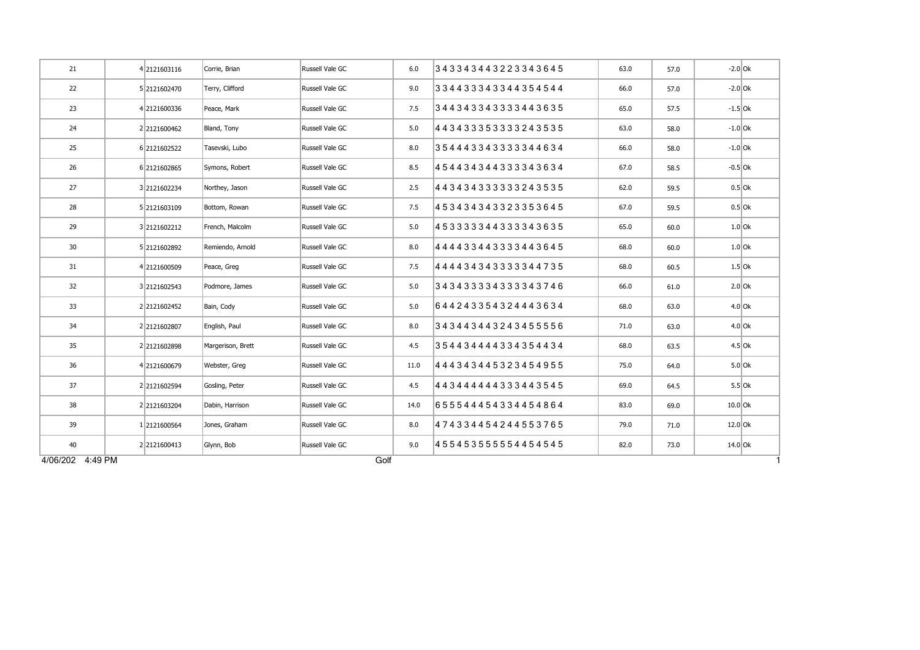| | | | | | | | | | | |
|---|---|---|---|---|---|---|---|---|---|---|
| 21 | 4 | 2121603116 | Corrie, Brian | Russell Vale GC | 6.0 | 3 4 3 3 4 3 4 4 3 2 2 3 3 4 3 6 4 5 | 63.0 | 57.0 | -2.0 | Ok |
| 22 | 5 | 2121602470 | Terry, Clifford | Russell Vale GC | 9.0 | 3 3 4 4 3 3 3 4 3 3 4 4 3 5 4 5 4 4 | 66.0 | 57.0 | -2.0 | Ok |
| 23 | 4 | 2121600336 | Peace, Mark | Russell Vale GC | 7.5 | 3 4 4 3 4 3 3 4 3 3 3 3 4 4 3 6 3 5 | 65.0 | 57.5 | -1.5 | Ok |
| 24 | 2 | 2121600462 | Bland, Tony | Russell Vale GC | 5.0 | 4 4 3 4 3 3 3 5 3 3 3 3 2 4 3 5 3 5 | 63.0 | 58.0 | -1.0 | Ok |
| 25 | 6 | 2121602522 | Tasevski, Lubo | Russell Vale GC | 8.0 | 3 5 4 4 4 3 3 4 3 3 3 3 3 4 4 6 3 4 | 66.0 | 58.0 | -1.0 | Ok |
| 26 | 6 | 2121602865 | Symons, Robert | Russell Vale GC | 8.5 | 4 5 4 4 3 4 3 4 4 3 3 3 3 4 3 6 3 4 | 67.0 | 58.5 | -0.5 | Ok |
| 27 | 3 | 2121602234 | Northey, Jason | Russell Vale GC | 2.5 | 4 4 3 4 3 4 3 3 3 3 3 3 2 4 3 5 3 5 | 62.0 | 59.5 | 0.5 | Ok |
| 28 | 5 | 2121603109 | Bottom, Rowan | Russell Vale GC | 7.5 | 4 5 3 4 3 4 3 4 3 3 2 3 3 5 3 6 4 5 | 67.0 | 59.5 | 0.5 | Ok |
| 29 | 3 | 2121602212 | French, Malcolm | Russell Vale GC | 5.0 | 4 5 3 3 3 3 3 4 4 3 3 3 3 4 3 6 3 5 | 65.0 | 60.0 | 1.0 | Ok |
| 30 | 5 | 2121602892 | Remiendo, Arnold | Russell Vale GC | 8.0 | 4 4 4 4 3 3 4 4 3 3 3 3 4 4 3 6 4 5 | 68.0 | 60.0 | 1.0 | Ok |
| 31 | 4 | 2121600509 | Peace, Greg | Russell Vale GC | 7.5 | 4 4 4 4 3 4 3 4 3 3 3 3 3 4 4 7 3 5 | 68.0 | 60.5 | 1.5 | Ok |
| 32 | 3 | 2121602543 | Podmore, James | Russell Vale GC | 5.0 | 3 4 3 4 3 3 3 3 4 3 3 3 3 4 3 7 4 6 | 66.0 | 61.0 | 2.0 | Ok |
| 33 | 2 | 2121602452 | Bain, Cody | Russell Vale GC | 5.0 | 6 4 4 2 4 3 3 5 4 3 2 4 4 4 3 6 3 4 | 68.0 | 63.0 | 4.0 | Ok |
| 34 | 2 | 2121602807 | English, Paul | Russell Vale GC | 8.0 | 3 4 3 4 4 3 4 4 3 2 4 3 4 5 5 5 5 6 | 71.0 | 63.0 | 4.0 | Ok |
| 35 | 2 | 2121602898 | Margerison, Brett | Russell Vale GC | 4.5 | 3 5 4 4 3 4 4 4 4 3 3 4 3 5 4 4 3 4 | 68.0 | 63.5 | 4.5 | Ok |
| 36 | 4 | 2121600679 | Webster, Greg | Russell Vale GC | 11.0 | 4 4 4 3 4 3 4 4 5 3 2 3 4 5 4 9 5 5 | 75.0 | 64.0 | 5.0 | Ok |
| 37 | 2 | 2121602594 | Gosling, Peter | Russell Vale GC | 4.5 | 4 4 3 4 4 4 4 4 4 3 3 3 4 4 3 5 4 5 | 69.0 | 64.5 | 5.5 | Ok |
| 38 | 2 | 2121603204 | Dabin, Harrison | Russell Vale GC | 14.0 | 6 5 5 5 4 4 4 5 4 3 3 4 4 5 4 8 6 4 | 83.0 | 69.0 | 10.0 | Ok |
| 39 | 1 | 2121600564 | Jones, Graham | Russell Vale GC | 8.0 | 4 7 4 3 3 4 4 5 4 2 4 4 5 5 3 7 6 5 | 79.0 | 71.0 | 12.0 | Ok |
| 40 | 2 | 2121600413 | Glynn, Bob | Russell Vale GC | 9.0 | 4 5 5 4 5 3 5 5 5 5 5 4 4 5 4 5 4 5 | 82.0 | 73.0 | 14.0 | Ok |

4/06/202 4:49 PM Golf